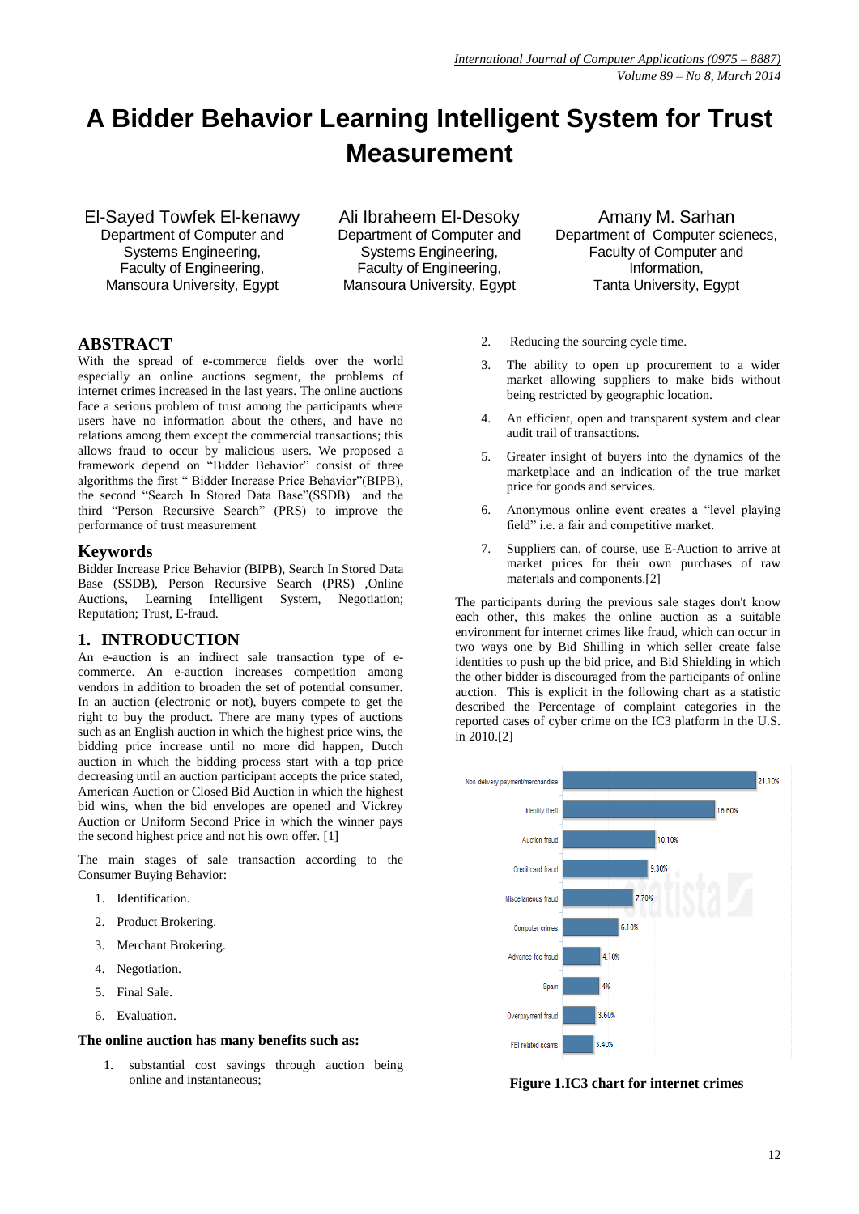# A Bidder Behavior Learning Intelligent System for Trust Measurement

El-Sayed Towfek El-kenawy
Department of Computer and Systems Engineering, Faculty of Engineering, Mansoura University, Egypt

Ali Ibraheem El-Desoky
Department of Computer and Systems Engineering, Faculty of Engineering, Mansoura University, Egypt

Amany M. Sarhan
Department of Computer scienecs, Faculty of Computer and Information, Tanta University, Egypt

## ABSTRACT

With the spread of e-commerce fields over the world especially an online auctions segment, the problems of internet crimes increased in the last years. The online auctions face a serious problem of trust among the participants where users have no information about the others, and have no relations among them except the commercial transactions; this allows fraud to occur by malicious users. We proposed a framework depend on "Bidder Behavior" consist of three algorithms the first " Bidder Increase Price Behavior"(BIPB), the second "Search In Stored Data Base"(SSDB) and the third "Person Recursive Search" (PRS) to improve the performance of trust measurement

## Keywords

Bidder Increase Price Behavior (BIPB), Search In Stored Data Base (SSDB), Person Recursive Search (PRS) ,Online Auctions, Learning Intelligent System, Negotiation; Reputation; Trust, E-fraud.

## 1. INTRODUCTION

An e-auction is an indirect sale transaction type of e-commerce. An e-auction increases competition among vendors in addition to broaden the set of potential consumer. In an auction (electronic or not), buyers compete to get the right to buy the product. There are many types of auctions such as an English auction in which the highest price wins, the bidding price increase until no more did happen, Dutch auction in which the bidding process start with a top price decreasing until an auction participant accepts the price stated, American Auction or Closed Bid Auction in which the highest bid wins, when the bid envelopes are opened and Vickrey Auction or Uniform Second Price in which the winner pays the second highest price and not his own offer. [1]

The main stages of sale transaction according to the Consumer Buying Behavior:

1. Identification.
2. Product Brokering.
3. Merchant Brokering.
4. Negotiation.
5. Final Sale.
6. Evaluation.

**The online auction has many benefits such as:**

1. substantial cost savings through auction being online and instantaneous;
2. Reducing the sourcing cycle time.
3. The ability to open up procurement to a wider market allowing suppliers to make bids without being restricted by geographic location.
4. An efficient, open and transparent system and clear audit trail of transactions.
5. Greater insight of buyers into the dynamics of the marketplace and an indication of the true market price for goods and services.
6. Anonymous online event creates a "level playing field" i.e. a fair and competitive market.
7. Suppliers can, of course, use E-Auction to arrive at market prices for their own purchases of raw materials and components.[2]

The participants during the previous sale stages don't know each other, this makes the online auction as a suitable environment for internet crimes like fraud, which can occur in two ways one by Bid Shilling in which seller create false identities to push up the bid price, and Bid Shielding in which the other bidder is discouraged from the participants of online auction. This is explicit in the following chart as a statistic described the Percentage of complaint categories in the reported cases of cyber crime on the IC3 platform in the U.S. in 2010.[2]

| Category | Percentage |
|---|---|
| Non-delivery payment/merchandise | 21.10% |
| Identity theft | 16.60% |
| Auction fraud | 10.10% |
| Credit card fraud | 9.30% |
| Miscellaneous fraud | 7.70% |
| Computer crimes | 6.10% |
| Advance fee fraud | 4.10% |
| Spam | 4% |
| Overpayment fraud | 3.60% |
| FBI-related scams | 3.40% |

**Figure 1.IC3 chart for internet crimes**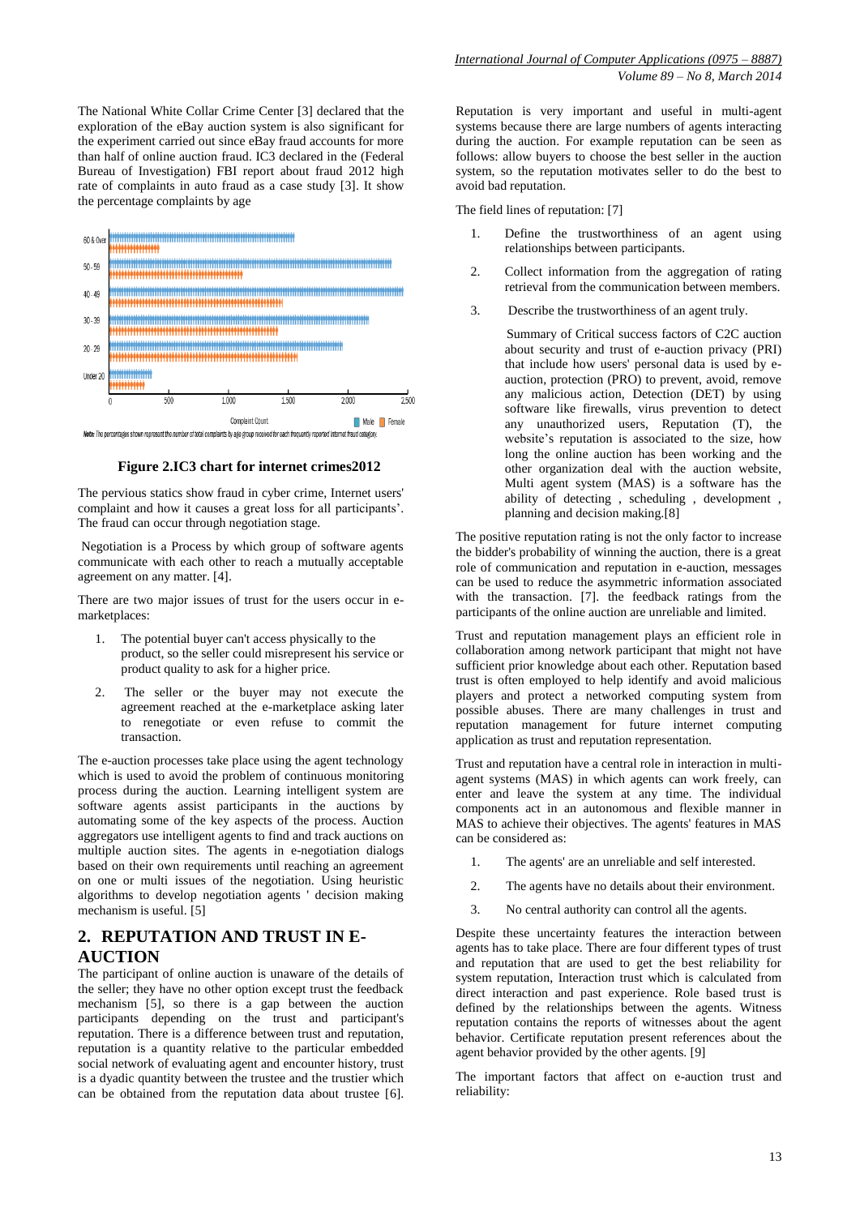The National White Collar Crime Center [3] declared that the exploration of the eBay auction system is also significant for the experiment carried out since eBay fraud accounts for more than half of online auction fraud. IC3 declared in the (Federal Bureau of Investigation) FBI report about fraud 2012 high rate of complaints in auto fraud as a case study [3]. It show the percentage complaints by age

**Figure 2.IC3 chart for internet crimes2012**

The pervious statics show fraud in cyber crime, Internet users' complaint and how it causes a great loss for all participants'. The fraud can occur through negotiation stage.

Negotiation is a Process by which group of software agents communicate with each other to reach a mutually acceptable agreement on any matter. [4].

There are two major issues of trust for the users occur in e-marketplaces:

1. The potential buyer can't access physically to the product, so the seller could misrepresent his service or product quality to ask for a higher price.
2. The seller or the buyer may not execute the agreement reached at the e-marketplace asking later to renegotiate or even refuse to commit the transaction.

The e-auction processes take place using the agent technology which is used to avoid the problem of continuous monitoring process during the auction. Learning intelligent system are software agents assist participants in the auctions by automating some of the key aspects of the process. Auction aggregators use intelligent agents to find and track auctions on multiple auction sites. The agents in e-negotiation dialogs based on their own requirements until reaching an agreement on one or multi issues of the negotiation. Using heuristic algorithms to develop negotiation agents ' decision making mechanism is useful. [5]

## 2. REPUTATION AND TRUST IN E-AUCTION

The participant of online auction is unaware of the details of the seller; they have no other option except trust the feedback mechanism [5], so there is a gap between the auction participants depending on the trust and participant's reputation. There is a difference between trust and reputation, reputation is a quantity relative to the particular embedded social network of evaluating agent and encounter history, trust is a dyadic quantity between the trustee and the trustier which can be obtained from the reputation data about trustee [6].

Reputation is very important and useful in multi-agent systems because there are large numbers of agents interacting during the auction. For example reputation can be seen as follows: allow buyers to choose the best seller in the auction system, so the reputation motivates seller to do the best to avoid bad reputation.

The field lines of reputation: [7]

1. Define the trustworthiness of an agent using relationships between participants.
2. Collect information from the aggregation of rating retrieval from the communication between members.
3. Describe the trustworthiness of an agent truly.

Summary of Critical success factors of C2C auction about security and trust of e-auction privacy (PRI) that include how users' personal data is used by e-auction, protection (PRO) to prevent, avoid, remove any malicious action, Detection (DET) by using software like firewalls, virus prevention to detect any unauthorized users, Reputation (T), the website's reputation is associated to the size, how long the online auction has been working and the other organization deal with the auction website, Multi agent system (MAS) is a software has the ability of detecting , scheduling , development , planning and decision making.[8]

The positive reputation rating is not the only factor to increase the bidder's probability of winning the auction, there is a great role of communication and reputation in e-auction, messages can be used to reduce the asymmetric information associated with the transaction. [7]. the feedback ratings from the participants of the online auction are unreliable and limited.

Trust and reputation management plays an efficient role in collaboration among network participant that might not have sufficient prior knowledge about each other. Reputation based trust is often employed to help identify and avoid malicious players and protect a networked computing system from possible abuses. There are many challenges in trust and reputation management for future internet computing application as trust and reputation representation.

Trust and reputation have a central role in interaction in multi-agent systems (MAS) in which agents can work freely, can enter and leave the system at any time. The individual components act in an autonomous and flexible manner in MAS to achieve their objectives. The agents' features in MAS can be considered as:

1. The agents' are an unreliable and self interested.
2. The agents have no details about their environment.
3. No central authority can control all the agents.

Despite these uncertainty features the interaction between agents has to take place. There are four different types of trust and reputation that are used to get the best reliability for system reputation, Interaction trust which is calculated from direct interaction and past experience. Role based trust is defined by the relationships between the agents. Witness reputation contains the reports of witnesses about the agent behavior. Certificate reputation present references about the agent behavior provided by the other agents. [9]

The important factors that affect on e-auction trust and reliability: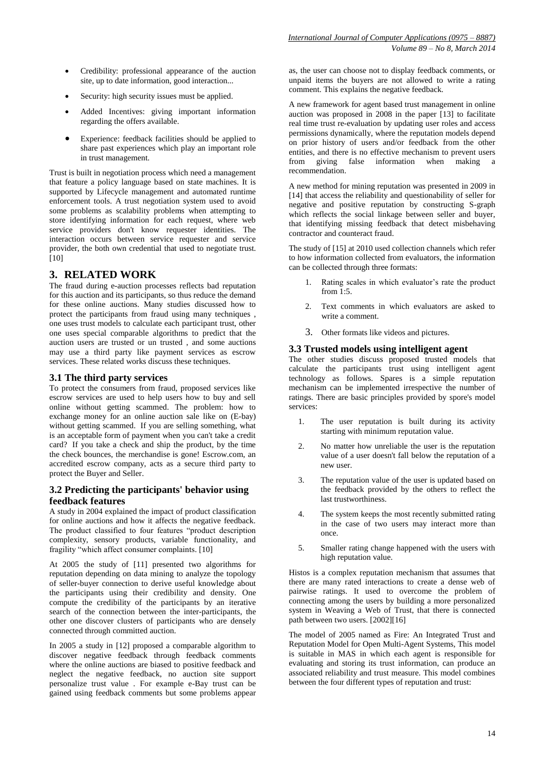- Credibility: professional appearance of the auction site, up to date information, good interaction...
- Security: high security issues must be applied.
- Added Incentives: giving important information regarding the offers available.
- Experience: feedback facilities should be applied to share past experiences which play an important role in trust management.

Trust is built in negotiation process which need a management that feature a policy language based on state machines. It is supported by Lifecycle management and automated runtime enforcement tools. A trust negotiation system used to avoid some problems as scalability problems when attempting to store identifying information for each request, where web service providers don't know requester identities. The interaction occurs between service requester and service provider, the both own credential that used to negotiate trust. [10]

# 3. RELATED WORK

The fraud during e-auction processes reflects bad reputation for this auction and its participants, so thus reduce the demand for these online auctions. Many studies discussed how to protect the participants from fraud using many techniques , one uses trust models to calculate each participant trust, other one uses special comparable algorithms to predict that the auction users are trusted or un trusted , and some auctions may use a third party like payment services as escrow services. These related works discuss these techniques.

## 3.1 The third party services

To protect the consumers from fraud, proposed services like escrow services are used to help users how to buy and sell online without getting scammed. The problem: how to exchange money for an online auction sale like on (E-bay) without getting scammed. If you are selling something, what is an acceptable form of payment when you can't take a credit card? If you take a check and ship the product, by the time the check bounces, the merchandise is gone! Escrow.com, an accredited escrow company, acts as a secure third party to protect the Buyer and Seller.

## 3.2 Predicting the participants' behavior using feedback features

A study in 2004 explained the impact of product classification for online auctions and how it affects the negative feedback. The product classified to four features "product description complexity, sensory products, variable functionality, and fragility "which affect consumer complaints. [10]

At 2005 the study of [11] presented two algorithms for reputation depending on data mining to analyze the topology of seller-buyer connection to derive useful knowledge about the participants using their credibility and density. One compute the credibility of the participants by an iterative search of the connection between the inter-participants, the other one discover clusters of participants who are densely connected through committed auction.

In 2005 a study in [12] proposed a comparable algorithm to discover negative feedback through feedback comments where the online auctions are biased to positive feedback and neglect the negative feedback, no auction site support personalize trust value . For example e-Bay trust can be gained using feedback comments but some problems appear as, the user can choose not to display feedback comments, or unpaid items the buyers are not allowed to write a rating comment. This explains the negative feedback.

A new framework for agent based trust management in online auction was proposed in 2008 in the paper [13] to facilitate real time trust re-evaluation by updating user roles and access permissions dynamically, where the reputation models depend on prior history of users and/or feedback from the other entities, and there is no effective mechanism to prevent users from giving false information when making a recommendation.

A new method for mining reputation was presented in 2009 in [14] that access the reliability and questionability of seller for negative and positive reputation by constructing S-graph which reflects the social linkage between seller and buyer, that identifying missing feedback that detect misbehaving contractor and counteract fraud.

The study of [15] at 2010 used collection channels which refer to how information collected from evaluators, the information can be collected through three formats:

1. Rating scales in which evaluator's rate the product from 1:5.
2. Text comments in which evaluators are asked to write a comment.
3. Other formats like videos and pictures.

## 3.3 Trusted models using intelligent agent

The other studies discuss proposed trusted models that calculate the participants trust using intelligent agent technology as follows. Spares is a simple reputation mechanism can be implemented irrespective the number of ratings. There are basic principles provided by spore's model services:

1. The user reputation is built during its activity starting with minimum reputation value.
2. No matter how unreliable the user is the reputation value of a user doesn't fall below the reputation of a new user.
3. The reputation value of the user is updated based on the feedback provided by the others to reflect the last trustworthiness.
4. The system keeps the most recently submitted rating in the case of two users may interact more than once.
5. Smaller rating change happened with the users with high reputation value.

Histos is a complex reputation mechanism that assumes that there are many rated interactions to create a dense web of pairwise ratings. It used to overcome the problem of connecting among the users by building a more personalized system in Weaving a Web of Trust, that there is connected path between two users. [2002][16]

The model of 2005 named as Fire: An Integrated Trust and Reputation Model for Open Multi-Agent Systems, This model is suitable in MAS in which each agent is responsible for evaluating and storing its trust information, can produce an associated reliability and trust measure. This model combines between the four different types of reputation and trust: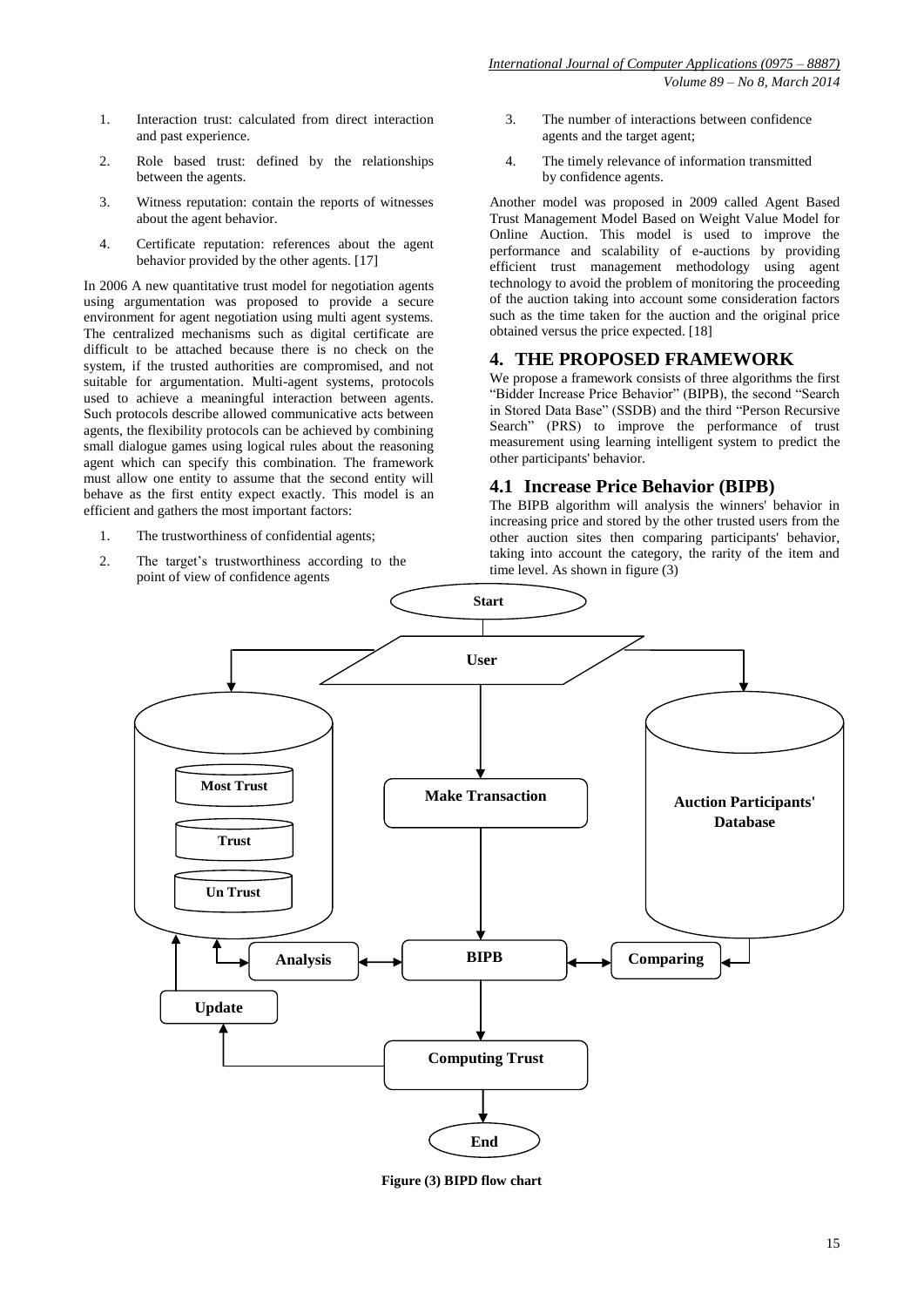1. Interaction trust: calculated from direct interaction and past experience.
2. Role based trust: defined by the relationships between the agents.
3. Witness reputation: contain the reports of witnesses about the agent behavior.
4. Certificate reputation: references about the agent behavior provided by the other agents. [17]

In 2006 A new quantitative trust model for negotiation agents using argumentation was proposed to provide a secure environment for agent negotiation using multi agent systems. The centralized mechanisms such as digital certificate are difficult to be attached because there is no check on the system, if the trusted authorities are compromised, and not suitable for argumentation. Multi-agent systems, protocols used to achieve a meaningful interaction between agents. Such protocols describe allowed communicative acts between agents, the flexibility protocols can be achieved by combining small dialogue games using logical rules about the reasoning agent which can specify this combination. The framework must allow one entity to assume that the second entity will behave as the first entity expect exactly. This model is an efficient and gathers the most important factors:

1. The trustworthiness of confidential agents;
2. The target's trustworthiness according to the point of view of confidence agents
3. The number of interactions between confidence agents and the target agent;
4. The timely relevance of information transmitted by confidence agents.

Another model was proposed in 2009 called Agent Based Trust Management Model Based on Weight Value Model for Online Auction. This model is used to improve the performance and scalability of e-auctions by providing efficient trust management methodology using agent technology to avoid the problem of monitoring the proceeding of the auction taking into account some consideration factors such as the time taken for the auction and the original price obtained versus the price expected. [18]

## 4. THE PROPOSED FRAMEWORK

We propose a framework consists of three algorithms the first "Bidder Increase Price Behavior" (BIPB), the second "Search in Stored Data Base" (SSDB) and the third "Person Recursive Search" (PRS) to improve the performance of trust measurement using learning intelligent system to predict the other participants' behavior.

### 4.1 Increase Price Behavior (BIPB)

The BIPB algorithm will analysis the winners' behavior in increasing price and stored by the other trusted users from the other auction sites then comparing participants' behavior, taking into account the category, the rarity of the item and time level. As shown in figure (3)

Start
User
Most Trust
Trust
Un Trust
Make Transaction
Auction Participants' Database
Analysis
BIPB
Comparing
Update
Computing Trust
End

**Figure (3) BIPD flow chart**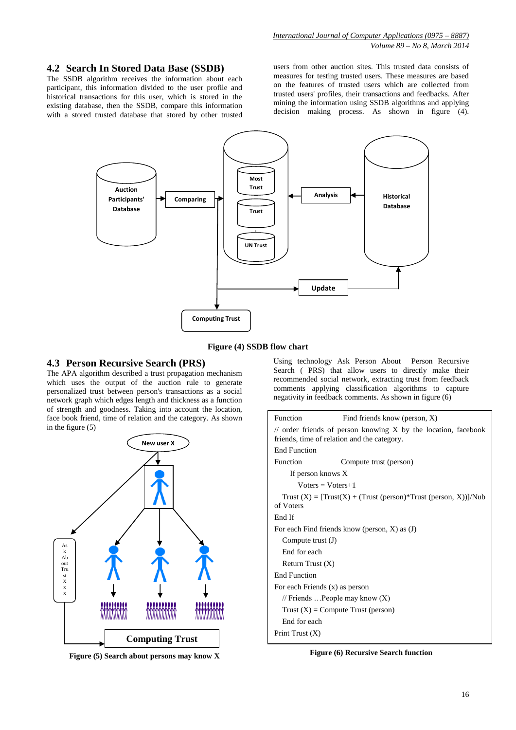## 4.2 Search In Stored Data Base (SSDB)

The SSDB algorithm receives the information about each participant, this information divided to the user profile and historical transactions for this user, which is stored in the existing database, then the SSDB, compare this information with a stored trusted database that stored by other trusted users from other auction sites. This trusted data consists of measures for testing trusted users. These measures are based on the features of trusted users which are collected from trusted users' profiles, their transactions and feedbacks. After mining the information using SSDB algorithms and applying decision making process. As shown in figure (4).

**Figure (4) SSDB flow chart**

## 4.3 Person Recursive Search (PRS)

The APA algorithm described a trust propagation mechanism which uses the output of the auction rule to generate personalized trust between person's transactions as a social network graph which edges length and thickness as a function of strength and goodness. Taking into account the location, face book friend, time of relation and the category. As shown in the figure (5)

**Figure (5) Search about persons may know X**

Using technology Ask Person About Person Recursive Search ( PRS) that allow users to directly make their recommended social network, extracting trust from feedback comments applying classification algorithms to capture negativity in feedback comments. As shown in figure (6)

```
Function        Find friends know (person, X)
// order friends of person knowing X by the location, facebook friends, time of relation and the category.
End Function
Function        Compute trust (person)
    If person knows X
        Voters = Voters+1
    Trust (X) = [Trust(X) + (Trust (person)*Trust (person, X))]/Nub of Voters
End If
For each Find friends know (person, X) as (J)
    Compute trust (J)
    End for each
    Return Trust (X)
End Function
For each Friends (x) as person
    // Friends …People may know (X)
    Trust (X) = Compute Trust (person)
    End for each
Print Trust (X)
```

**Figure (6) Recursive Search function**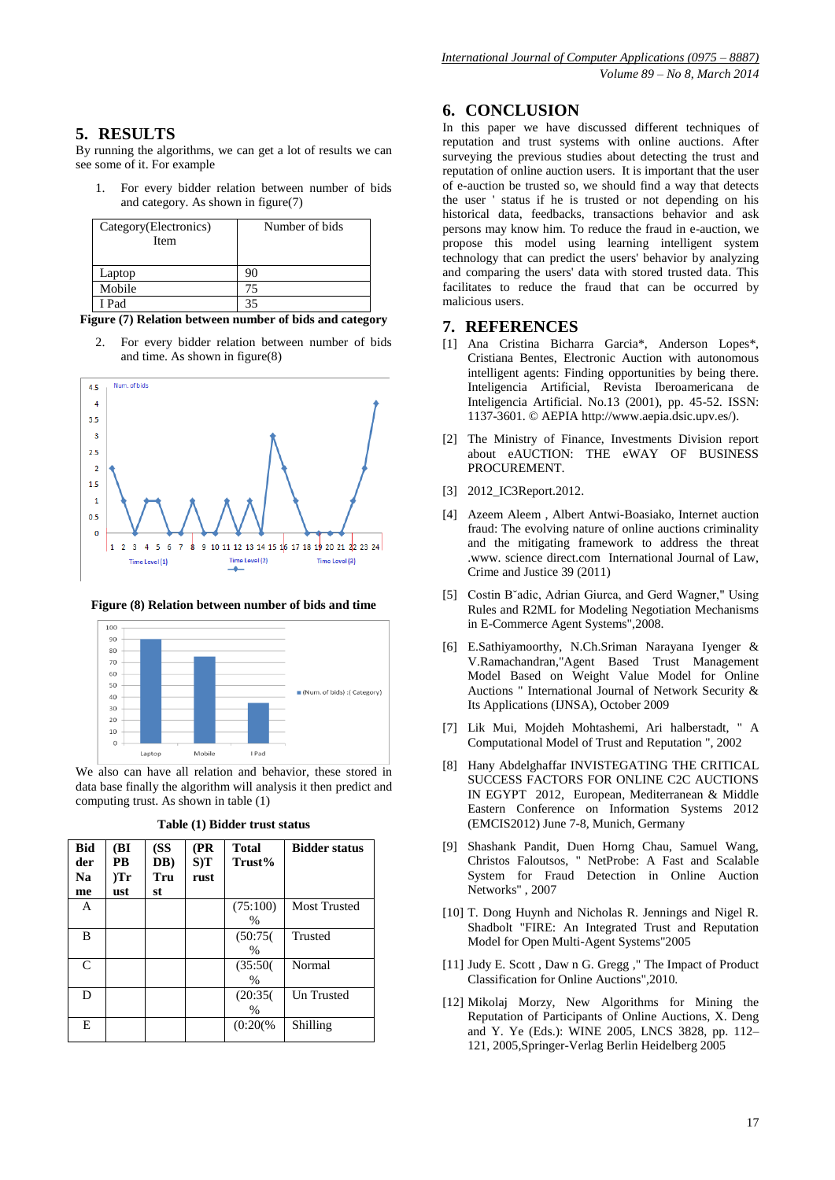## 5. RESULTS

By running the algorithms, we can get a lot of results we can see some of it. For example

1. For every bidder relation between number of bids and category. As shown in figure(7)

| Category(Electronics) Item | Number of bids |
|---|---|
| Laptop | 90 |
| Mobile | 75 |
| I Pad | 35 |

**Figure (7) Relation between number of bids and category**

2. For every bidder relation between number of bids and time. As shown in figure(8)

**Figure (8) Relation between number of bids and time**

We also can have all relation and behavior, these stored in data base finally the algorithm will analysis it then predict and computing trust. As shown in table (1)

**Table (1) Bidder trust status**

| Bidder Name | (BIPB)Trust | (SSDB) Trust | (PRS)Trust | Total Trust% | Bidder status |
|---|---|---|---|---|---|
| A | | | | (75:100)% | Most Trusted |
| B | | | | (50:75(% | Trusted |
| C | | | | (35:50(% | Normal |
| D | | | | (20:35(% | Un Trusted |
| E | | | | (0:20(% | Shilling |

## 6. CONCLUSION

In this paper we have discussed different techniques of reputation and trust systems with online auctions. After surveying the previous studies about detecting the trust and reputation of online auction users. It is important that the user of e-auction be trusted so, we should find a way that detects the user ' status if he is trusted or not depending on his historical data, feedbacks, transactions behavior and ask persons may know him. To reduce the fraud in e-auction, we propose this model using learning intelligent system technology that can predict the users' behavior by analyzing and comparing the users' data with stored trusted data. This facilitates to reduce the fraud that can be occurred by malicious users.

## 7. REFERENCES

[1] Ana Cristina Bicharra Garcia*, Anderson Lopes*, Cristiana Bentes, Electronic Auction with autonomous intelligent agents: Finding opportunities by being there. Inteligencia Artificial, Revista Iberoamericana de Inteligencia Artificial. No.13 (2001), pp. 45-52. ISSN: 1137-3601. © AEPIA http://www.aepia.dsic.upv.es/).

[2] The Ministry of Finance, Investments Division report about eAUCTION: THE eWAY OF BUSINESS PROCUREMENT.

[3] 2012_IC3Report.2012.

[4] Azeem Aleem , Albert Antwi-Boasiako, Internet auction fraud: The evolving nature of online auctions criminality and the mitigating framework to address the threat .www. science direct.com International Journal of Law, Crime and Justice 39 (2011)

[5] Costin B˘adic, Adrian Giurca, and Gerd Wagner," Using Rules and R2ML for Modeling Negotiation Mechanisms in E-Commerce Agent Systems",2008.

[6] E.Sathiyamoorthy, N.Ch.Sriman Narayana Iyenger & V.Ramachandran,"Agent Based Trust Management Model Based on Weight Value Model for Online Auctions " International Journal of Network Security & Its Applications (IJNSA), October 2009

[7] Lik Mui, Mojdeh Mohtashemi, Ari halberstadt, " A Computational Model of Trust and Reputation ", 2002

[8] Hany Abdelghaffar INVISTEGATING THE CRITICAL SUCCESS FACTORS FOR ONLINE C2C AUCTIONS IN EGYPT 2012, European, Mediterranean & Middle Eastern Conference on Information Systems 2012 (EMCIS2012) June 7-8, Munich, Germany

[9] Shashank Pandit, Duen Horng Chau, Samuel Wang, Christos Faloutsos, " NetProbe: A Fast and Scalable System for Fraud Detection in Online Auction Networks" , 2007

[10] T. Dong Huynh and Nicholas R. Jennings and Nigel R. Shadbolt "FIRE: An Integrated Trust and Reputation Model for Open Multi-Agent Systems"2005

[11] Judy E. Scott , Daw n G. Gregg ," The Impact of Product Classification for Online Auctions",2010.

[12] Mikolaj Morzy, New Algorithms for Mining the Reputation of Participants of Online Auctions, X. Deng and Y. Ye (Eds.): WINE 2005, LNCS 3828, pp. 112–121, 2005,Springer-Verlag Berlin Heidelberg 2005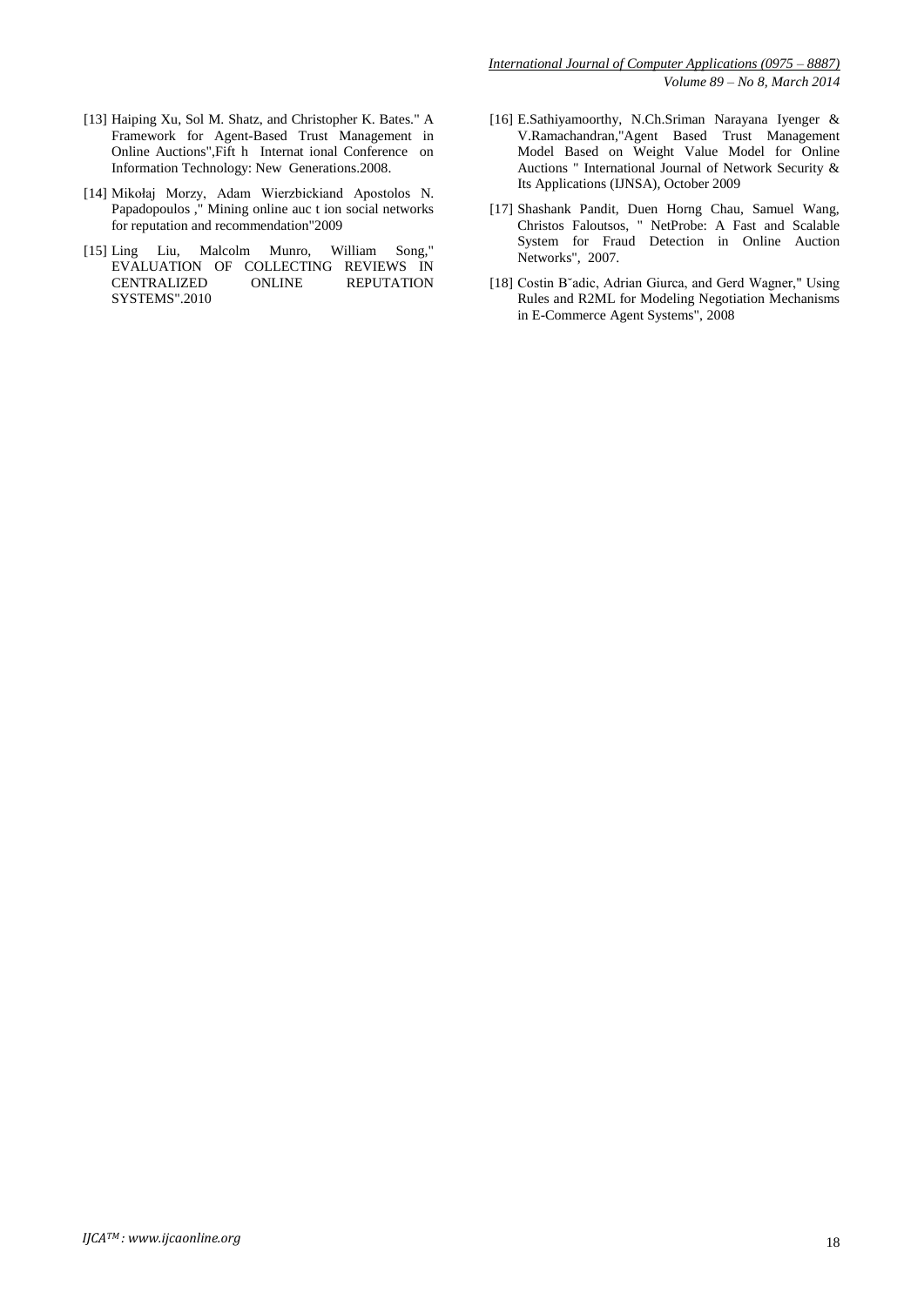[13] Haiping Xu, Sol M. Shatz, and Christopher K. Bates." A Framework for Agent-Based Trust Management in Online Auctions",Fift h Internat ional Conference on Information Technology: New Generations.2008.

[14] Mikołaj Morzy, Adam Wierzbickiand Apostolos N. Papadopoulos ," Mining online auc t ion social networks for reputation and recommendation"2009

[15] Ling Liu, Malcolm Munro, William Song," EVALUATION OF COLLECTING REVIEWS IN CENTRALIZED ONLINE REPUTATION SYSTEMS".2010

[16] E.Sathiyamoorthy, N.Ch.Sriman Narayana Iyenger & V.Ramachandran,"Agent Based Trust Management Model Based on Weight Value Model for Online Auctions " International Journal of Network Security & Its Applications (IJNSA), October 2009

[17] Shashank Pandit, Duen Horng Chau, Samuel Wang, Christos Faloutsos, " NetProbe: A Fast and Scalable System for Fraud Detection in Online Auction Networks", 2007.

[18] Costin B˘adic, Adrian Giurca, and Gerd Wagner," Using Rules and R2ML for Modeling Negotiation Mechanisms in E-Commerce Agent Systems", 2008